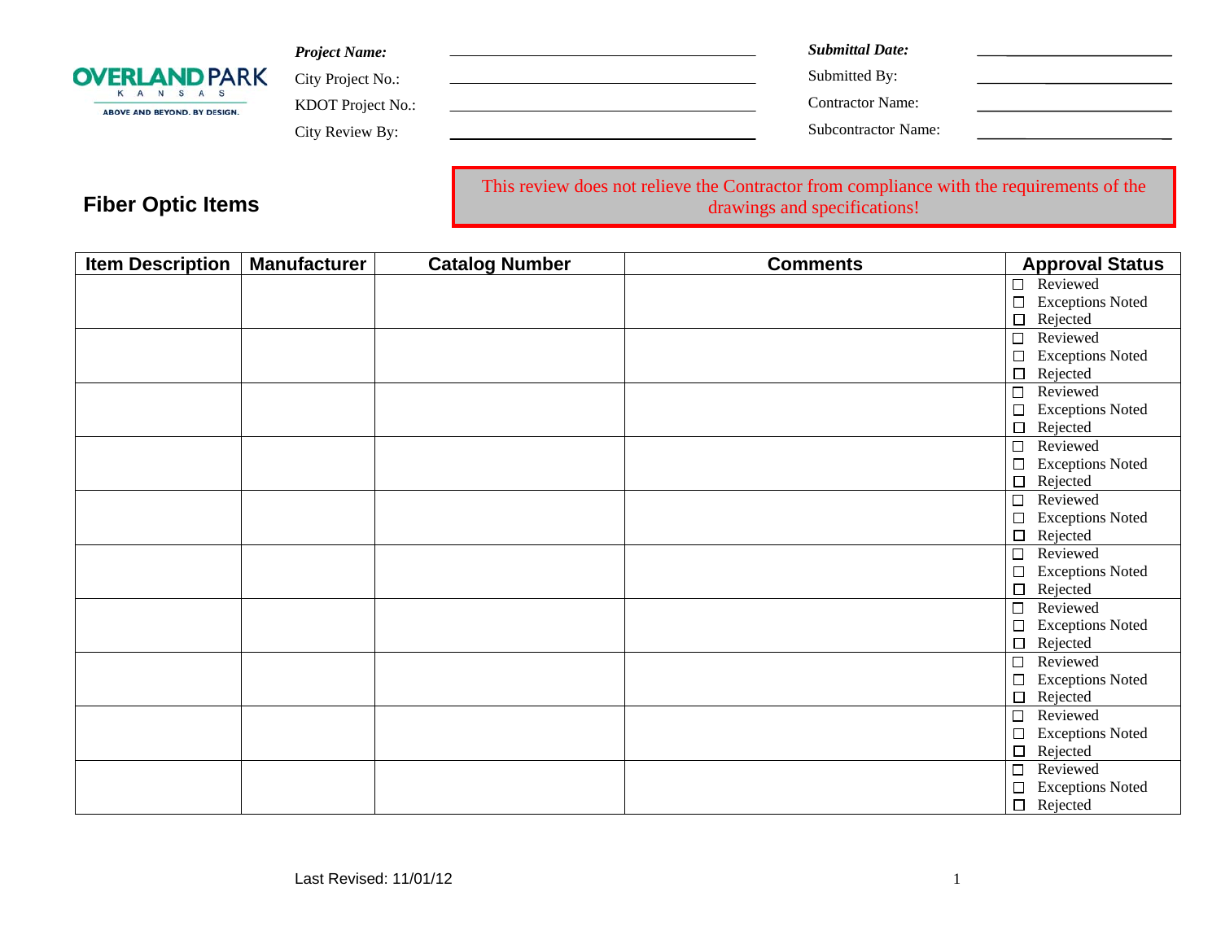OVERLAND PARK
KANSAS
ABOVE AND BEYOND. BY DESIGN.

***Project Name:*** \_\_\_\_\_\_\_\_\_\_\_\_\_\_\_\_\_\_\_\_
City Project No.: \_\_\_\_\_\_\_\_\_\_\_\_\_\_\_\_\_\_\_\_
KDOT Project No.: \_\_\_\_\_\_\_\_\_\_\_\_\_\_\_\_\_\_\_\_
City Review By: \_\_\_\_\_\_\_\_\_\_\_\_\_\_\_\_\_\_\_\_

***Submittal Date:*** \_\_\_\_\_\_\_\_\_\_\_\_\_\_\_\_\_\_\_\_
Submitted By: \_\_\_\_\_\_\_\_\_\_\_\_\_\_\_\_\_\_\_\_
Contractor Name: \_\_\_\_\_\_\_\_\_\_\_\_\_\_\_\_\_\_\_\_
Subcontractor Name: \_\_\_\_\_\_\_\_\_\_\_\_\_\_\_\_\_\_\_\_

## Fiber Optic Items

This review does not relieve the Contractor from compliance with the requirements of the drawings and specifications!

| Item Description | Manufacturer | Catalog Number | Comments | Approval Status |
|---|---|---|---|---|
| | | | | ☐ Reviewed<br>☐ Exceptions Noted<br>☐ Rejected |
| | | | | ☐ Reviewed<br>☐ Exceptions Noted<br>☐ Rejected |
| | | | | ☐ Reviewed<br>☐ Exceptions Noted<br>☐ Rejected |
| | | | | ☐ Reviewed<br>☐ Exceptions Noted<br>☐ Rejected |
| | | | | ☐ Reviewed<br>☐ Exceptions Noted<br>☐ Rejected |
| | | | | ☐ Reviewed<br>☐ Exceptions Noted<br>☐ Rejected |
| | | | | ☐ Reviewed<br>☐ Exceptions Noted<br>☐ Rejected |
| | | | | ☐ Reviewed<br>☐ Exceptions Noted<br>☐ Rejected |
| | | | | ☐ Reviewed<br>☐ Exceptions Noted<br>☐ Rejected |
| | | | | ☐ Reviewed<br>☐ Exceptions Noted<br>☐ Rejected |

Last Revised: 11/01/12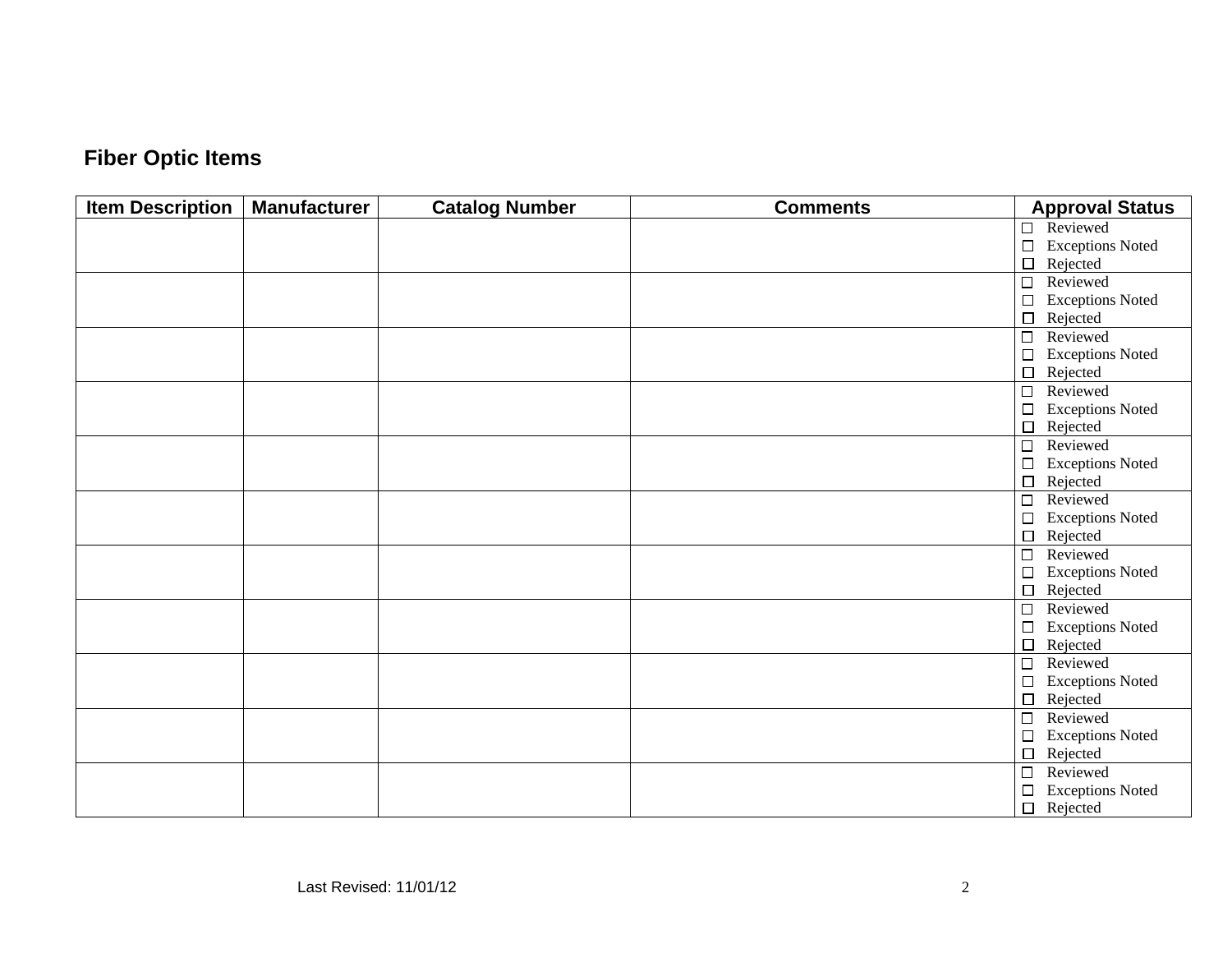## Fiber Optic Items

| Item Description | Manufacturer | Catalog Number | Comments | Approval Status |
|---|---|---|---|---|
| | | | | ☐ Reviewed<br>☐ Exceptions Noted<br>☐ Rejected |
| | | | | ☐ Reviewed<br>☐ Exceptions Noted<br>☐ Rejected |
| | | | | ☐ Reviewed<br>☐ Exceptions Noted<br>☐ Rejected |
| | | | | ☐ Reviewed<br>☐ Exceptions Noted<br>☐ Rejected |
| | | | | ☐ Reviewed<br>☐ Exceptions Noted<br>☐ Rejected |
| | | | | ☐ Reviewed<br>☐ Exceptions Noted<br>☐ Rejected |
| | | | | ☐ Reviewed<br>☐ Exceptions Noted<br>☐ Rejected |
| | | | | ☐ Reviewed<br>☐ Exceptions Noted<br>☐ Rejected |
| | | | | ☐ Reviewed<br>☐ Exceptions Noted<br>☐ Rejected |
| | | | | ☐ Reviewed<br>☐ Exceptions Noted<br>☐ Rejected |
| | | | | ☐ Reviewed<br>☐ Exceptions Noted<br>☐ Rejected |

Last Revised: 11/01/12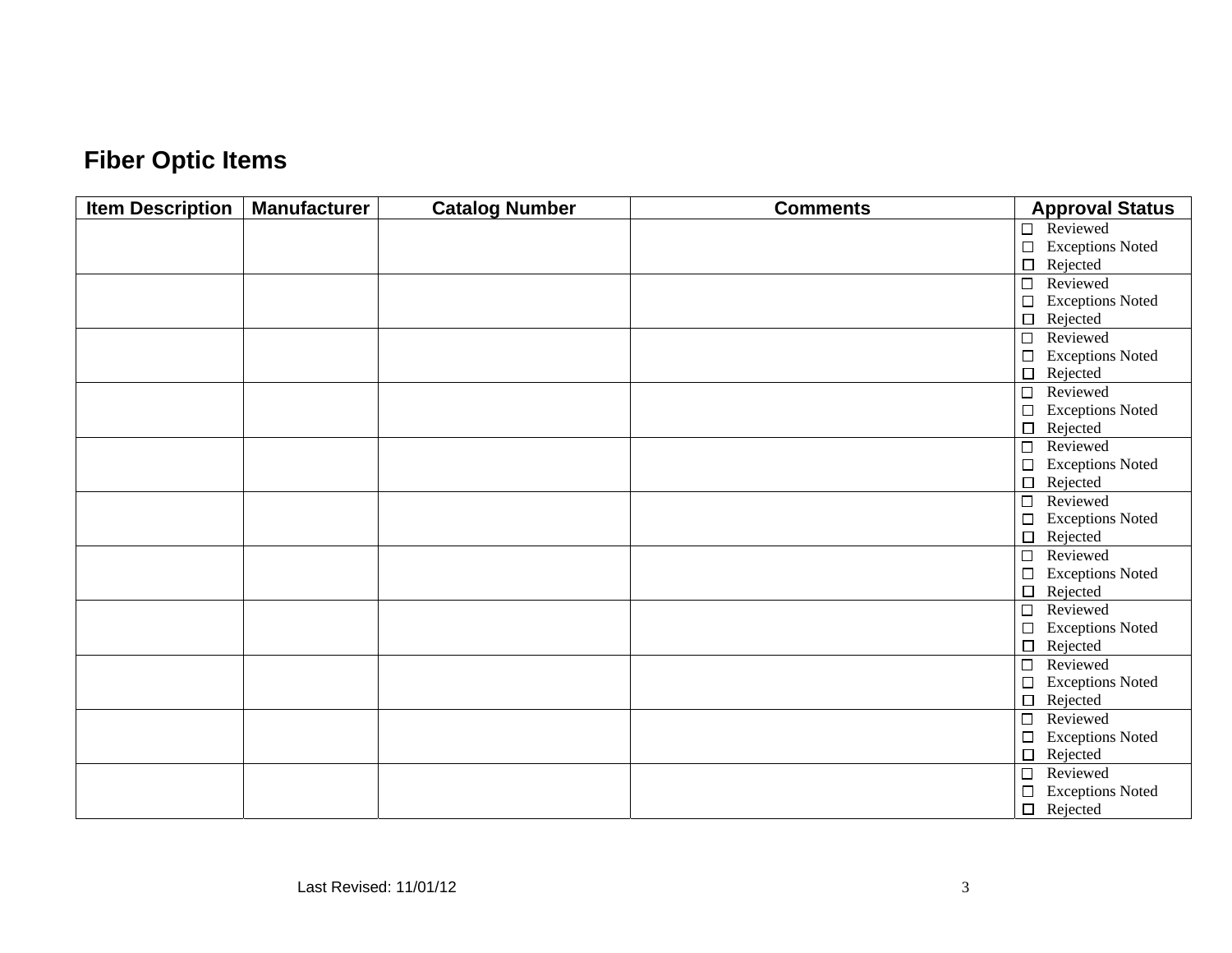## Fiber Optic Items

| Item Description | Manufacturer | Catalog Number | Comments | Approval Status |
|---|---|---|---|---|
| | | | | ☐ Reviewed<br>☐ Exceptions Noted<br>☐ Rejected |
| | | | | ☐ Reviewed<br>☐ Exceptions Noted<br>☐ Rejected |
| | | | | ☐ Reviewed<br>☐ Exceptions Noted<br>☐ Rejected |
| | | | | ☐ Reviewed<br>☐ Exceptions Noted<br>☐ Rejected |
| | | | | ☐ Reviewed<br>☐ Exceptions Noted<br>☐ Rejected |
| | | | | ☐ Reviewed<br>☐ Exceptions Noted<br>☐ Rejected |
| | | | | ☐ Reviewed<br>☐ Exceptions Noted<br>☐ Rejected |
| | | | | ☐ Reviewed<br>☐ Exceptions Noted<br>☐ Rejected |
| | | | | ☐ Reviewed<br>☐ Exceptions Noted<br>☐ Rejected |
| | | | | ☐ Reviewed<br>☐ Exceptions Noted<br>☐ Rejected |
| | | | | ☐ Reviewed<br>☐ Exceptions Noted<br>☐ Rejected |

Last Revised: 11/01/12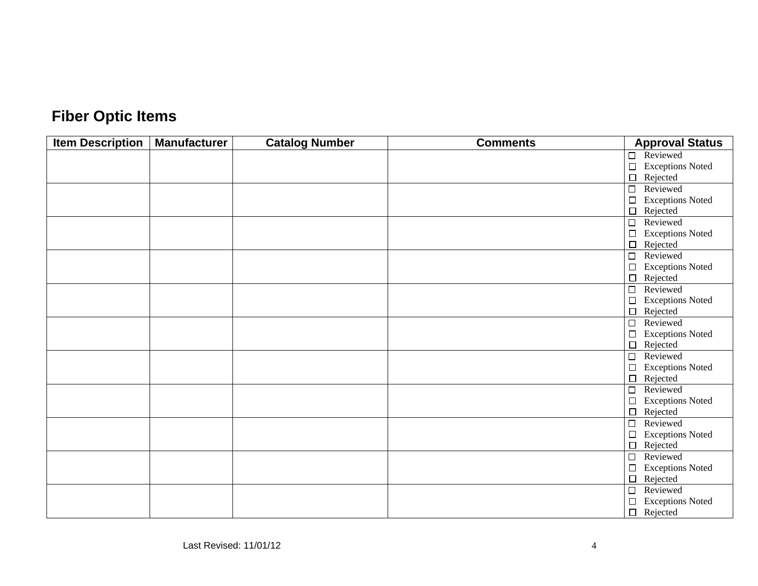## Fiber Optic Items

| Item Description | Manufacturer | Catalog Number | Comments | Approval Status |
|---|---|---|---|---|
| | | | | ☐ Reviewed<br>☐ Exceptions Noted<br>☐ Rejected |
| | | | | ☐ Reviewed<br>☐ Exceptions Noted<br>☐ Rejected |
| | | | | ☐ Reviewed<br>☐ Exceptions Noted<br>☐ Rejected |
| | | | | ☐ Reviewed<br>☐ Exceptions Noted<br>☐ Rejected |
| | | | | ☐ Reviewed<br>☐ Exceptions Noted<br>☐ Rejected |
| | | | | ☐ Reviewed<br>☐ Exceptions Noted<br>☐ Rejected |
| | | | | ☐ Reviewed<br>☐ Exceptions Noted<br>☐ Rejected |
| | | | | ☐ Reviewed<br>☐ Exceptions Noted<br>☐ Rejected |
| | | | | ☐ Reviewed<br>☐ Exceptions Noted<br>☐ Rejected |
| | | | | ☐ Reviewed<br>☐ Exceptions Noted<br>☐ Rejected |
| | | | | ☐ Reviewed<br>☐ Exceptions Noted<br>☐ Rejected |

Last Revised: 11/01/12